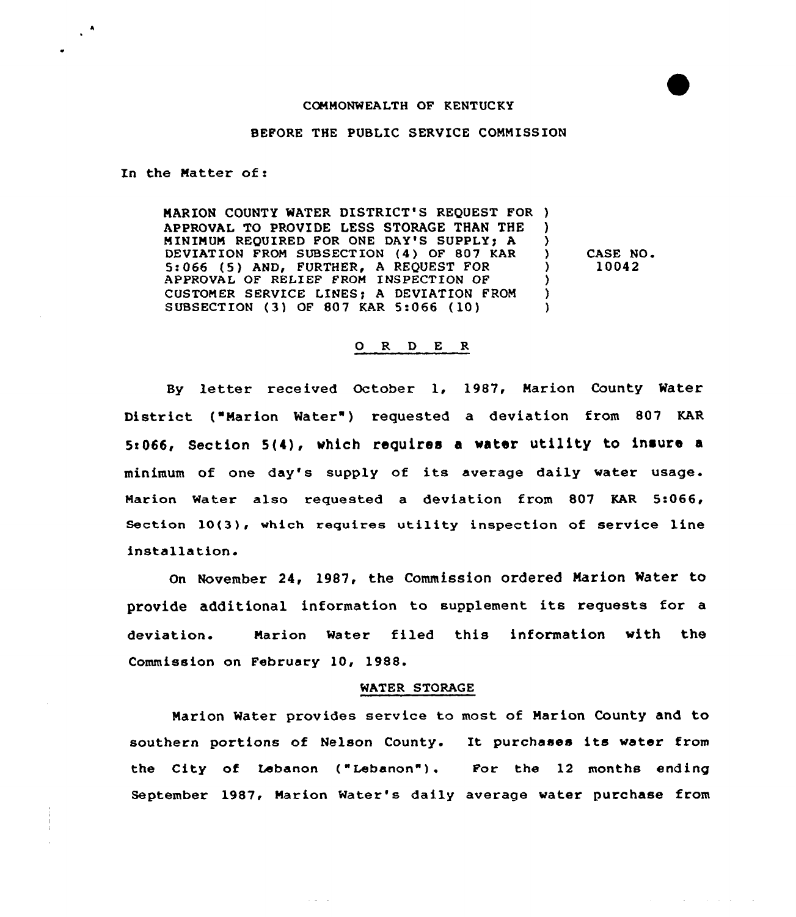COMMONWEALTH OF KENTUCKY

BEFORE THE PUBLIC SERVICE COMMISSION

In the Matter of:

| | | |
|---|---|---|
| MARION COUNTY WATER DISTRICT'S REQUEST FOR APPROVAL TO PROVIDE LESS STORAGE THAN THE MINIMUM REQUIRED FOR ONE DAY'S SUPPLY; A DEVIATION FROM SUBSECTION (4) OF 807 KAR 5:066 (5) AND, FURTHER, A REQUEST FOR APPROVAL OF RELIEF FROM INSPECTION OF CUSTOMER SERVICE LINES; A DEVIATION FROM SUBSECTION (3) OF 807 KAR 5:066 (10) | ) | CASE NO. 10042 |

## O R D E R

By letter received October 1, 1987, Marion County Water District ("Marion Water") requested a deviation from 807 KAR 5:066, Section 5(4), which requires a water utility to insure a minimum of one day's supply of its average daily water usage. Marion Water also requested a deviation from 807 KAR 5:066, Section 10(3), which requires utility inspection of service line installation.

On November 24, 1987, the Commission ordered Marion Water to provide additional information to supplement its requests for a deviation. Marion Water filed this information with the Commission on February 10, 1988.

### WATER STORAGE

Marion Water provides service to most of Marion County and to southern portions of Nelson County. It purchases its water from the City of Lebanon ("Lebanon"). For the 12 months ending September 1987, Marion Water's daily average water purchase from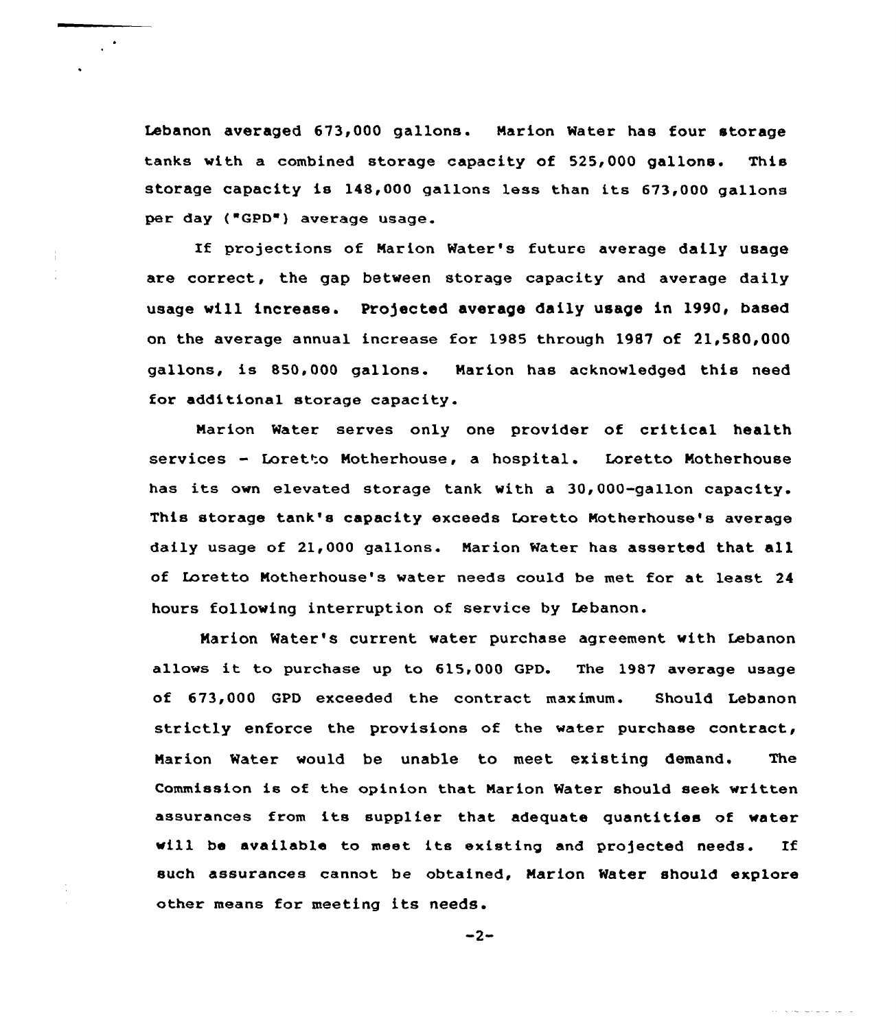Lebanon averaged 673,000 gallons. Marion Water has four storage tanks with a combined storage capacity of 525,000 gallons. This storage capacity is 148,000 gallons less than its 673,000 gallons per day ("GPD") average usage.

If projections of Marion Water's future average daily usage are correct, the gap between storage capacity and average daily usage will increase. Projected average daily usage in 1990, based on the average annual increase for 1985 through 1987 of 21,580,000 gallons, is 850,000 gallons. Marion has acknowledged this need for additional storage capacity.

Marion Water serves only one provider of critical health services - Loretto Motherhouse, a hospital. Loretto Motherhouse has its own elevated storage tank with a 30,000-gallon capacity. This storage tank's capacity exceeds Loretto Motherhouse's average daily usage of 21,000 gallons. Marion Water has asserted that all of Loretto Motherhouse's water needs could be met for at least 24 hours following interruption of service by Lebanon.

Marion Water's current water purchase agreement with Lebanon allows it to purchase up to 615,000 GPD. The 1987 average usage of 673,000 GPD exceeded the contract maximum. Should Lebanon strictly enforce the provisions of the water purchase contract, Marion Water would be unable to meet existing demand. The Commission is of the opinion that Marion Water should seek written assurances from its supplier that adequate quantities of water will be available to meet its existing and projected needs. If such assurances cannot be obtained, Marion Water should explore other means for meeting its needs.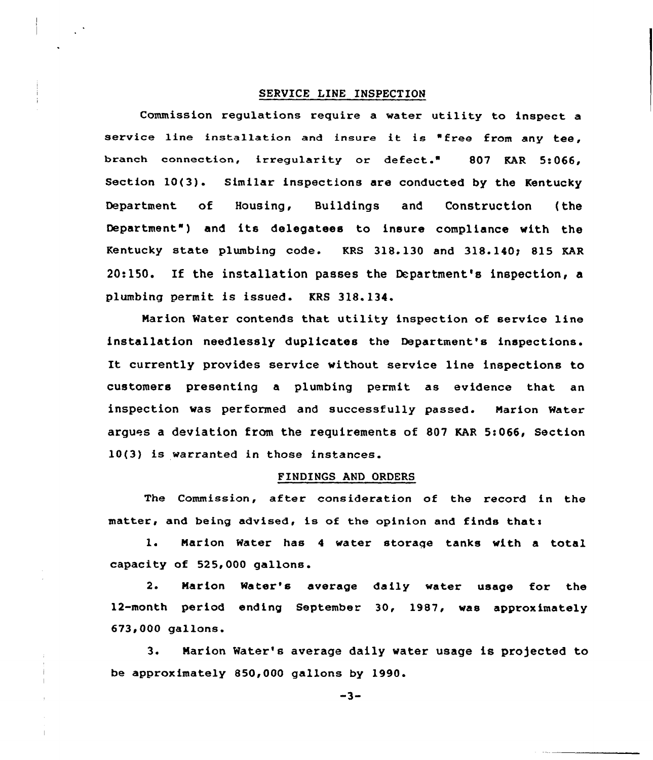## SERVICE LINE INSPECTION

Commission regulations require a water utility to inspect a service line installation and insure it is "free from any tee, branch connection, irregularity or defect." 807 KAR 5:066, Section 10(3). Similar inspections are conducted by the Kentucky Department of Housing, Buildings and Construction (the Department") and its delegatees to insure compliance with the Kentucky state plumbing code. KRS 318.130 and 318.140; 815 KAR 20:150. If the installation passes the Department's inspection, a plumbing permit is issued. KRS 318.134.

Marion Water contends that utility inspection of service line installation needlessly duplicates the Department's inspections. It currently provides service without service line inspections to customers presenting a plumbing permit as evidence that an inspection was performed and successfully passed. Marion Water argues a deviation from the requirements of 807 KAR 5:066, Section 10(3) is warranted in those instances.

## FINDINGS AND ORDERS

The Commission, after consideration of the record in the matter, and being advised, is of the opinion and finds that:

1. Marion Water has 4 water storage tanks with a total capacity of 525,000 gallons.

2. Marion Water's average daily water usage for the 12-month period ending September 30, 1987, was approximately 673,000 gallons.

3. Marion Water's average daily water usage is projected to be approximately 850,000 gallons by 1990.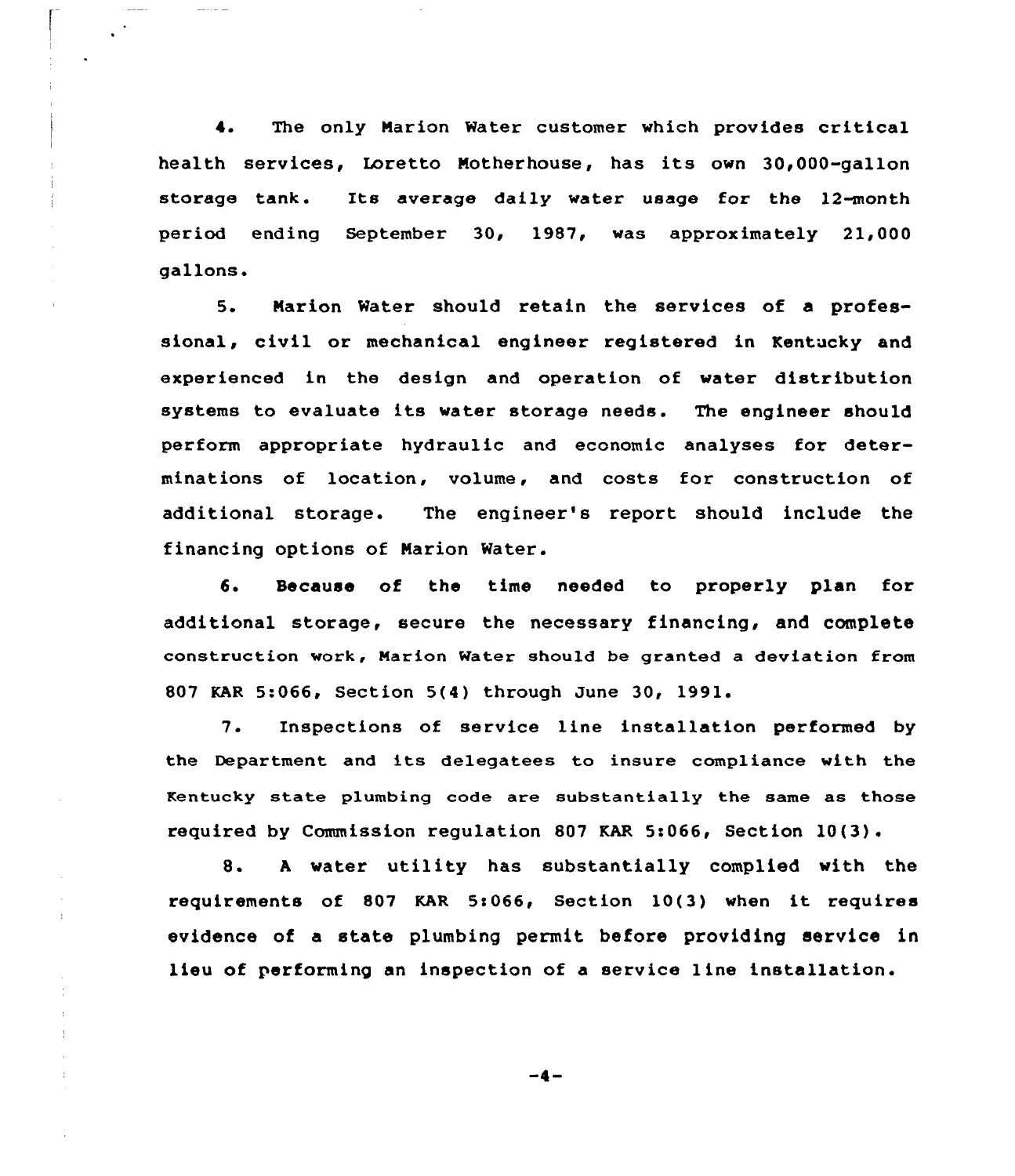4. The only Marion Water customer which provides critical health services, Loretto Motherhouse, has its own 30,000-gallon storage tank. Its average daily water usage for the 12-month period ending September 30, 1987, was approximately 21,000 gallons.

5. Marion Water should retain the services of a professional, civil or mechanical engineer registered in Kentucky and experienced in the design and operation of water distribution systems to evaluate its water storage needs. The engineer should perform appropriate hydraulic and economic analyses for determinations of location, volume, and costs for construction of additional storage. The engineer's report should include the financing options of Marion Water.

6. Because of the time needed to properly plan for additional storage, secure the necessary financing, and complete construction work, Marion Water should be granted a deviation from 807 KAR 5:066, Section 5(4) through June 30, 1991.

7. Inspections of service line installation performed by the Department and its delegatees to insure compliance with the Kentucky state plumbing code are substantially the same as those required by Commission regulation 807 KAR 5:066, Section 10(3).

8. A water utility has substantially complied with the requirements of 807 KAR 5:066, Section 10(3) when it requires evidence of a state plumbing permit before providing service in lieu of performing an inspection of a service line installation.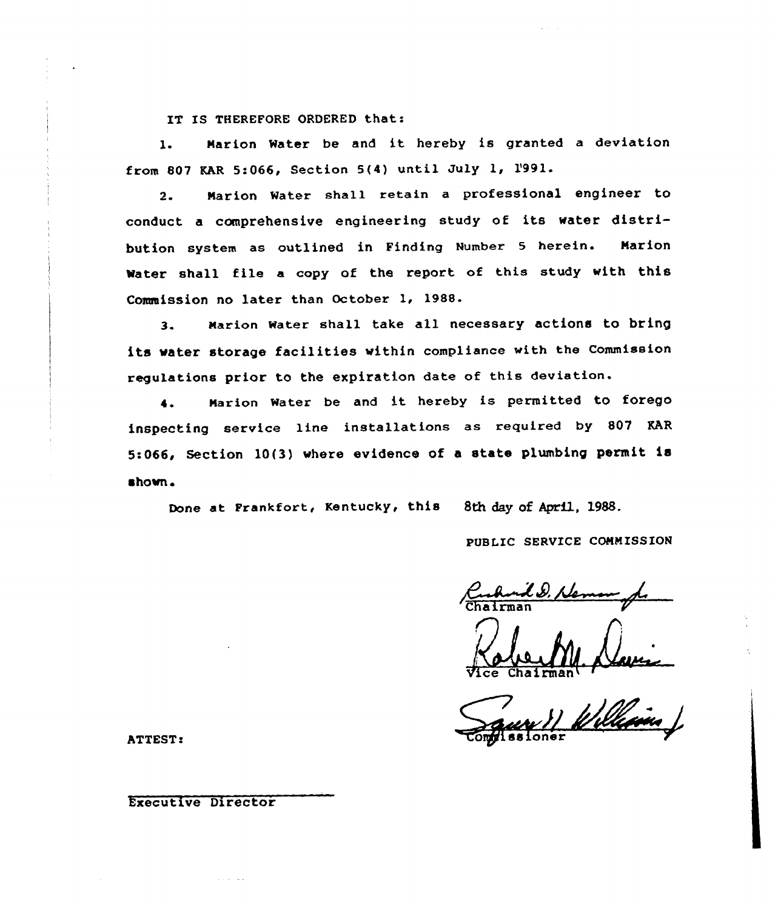IT IS THEREFORE ORDERED that:

1. Marion Water be and it hereby is granted a deviation from 807 KAR 5:066, Section 5(4) until July 1, 1991.

2. Marion Water shall retain a professional engineer to conduct a comprehensive engineering study of its water distribution system as outlined in Finding Number 5 herein. Marion Water shall file a copy of the report of this study with this Commission no later than October 1, 1988.

3. Marion Water shall take all necessary actions to bring its water storage facilities within compliance with the Commission regulations prior to the expiration date of this deviation.

4. Marion Water be and it hereby is permitted to forego inspecting service line installations as required by 807 KAR 5:066, Section 10(3) where evidence of a state plumbing permit is shown.

Done at Frankfort, Kentucky, this 8th day of April, 1988.

PUBLIC SERVICE COMMISSION

Chairman

Vice Chairman

Commissioner

ATTEST:

Executive Director